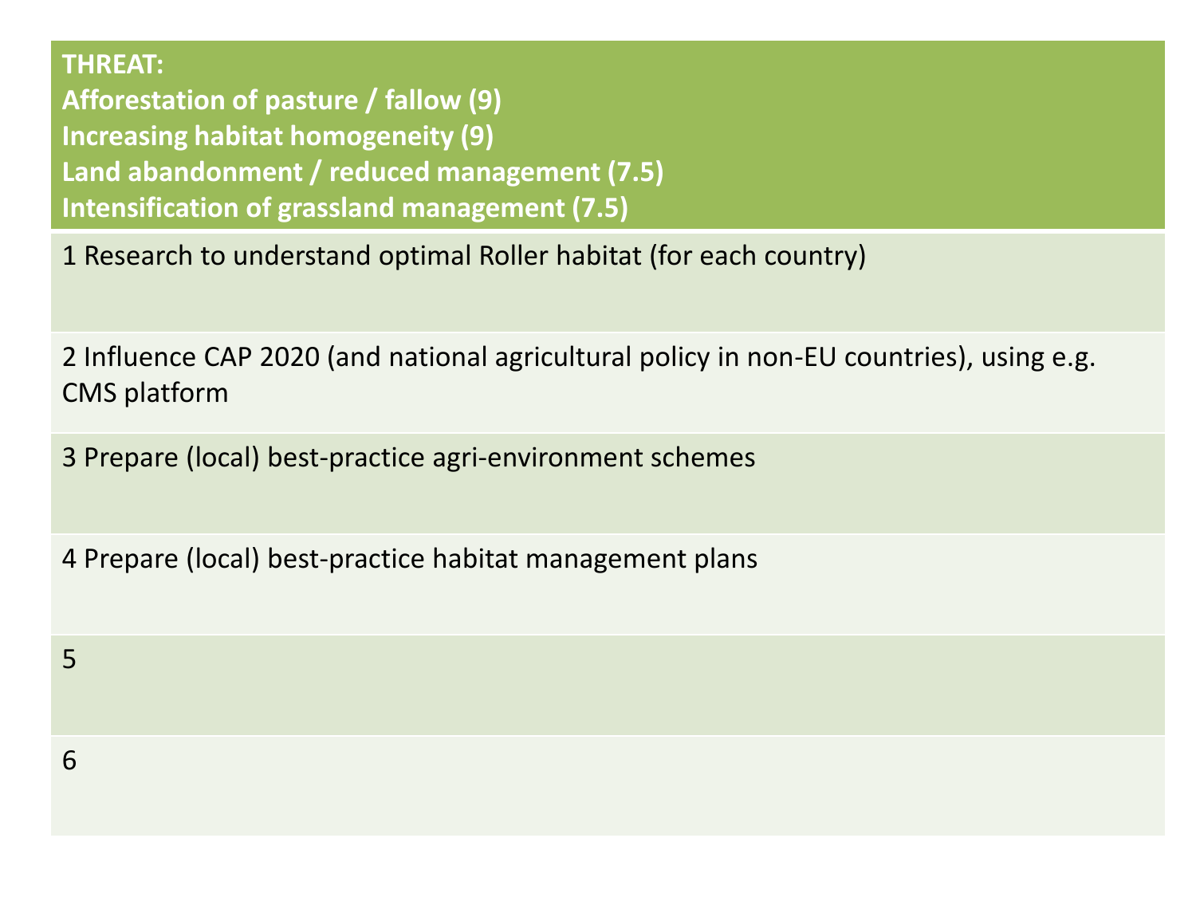| THREAT:<br>**Afforestation of pasture / fallow (9)**<br>**Increasing habitat homogeneity (9)**<br>**Land abandonment / reduced management (7.5)**<br>**Intensification of grassland management (7.5)** |
|---|
| 1 Research to understand optimal Roller habitat (for each country) |
| 2 Influence CAP 2020 (and national agricultural policy in non-EU countries), using e.g. CMS platform |
| 3 Prepare (local) best-practice agri-environment schemes |
| 4 Prepare (local) best-practice habitat management plans |
| 5 |
| 6 |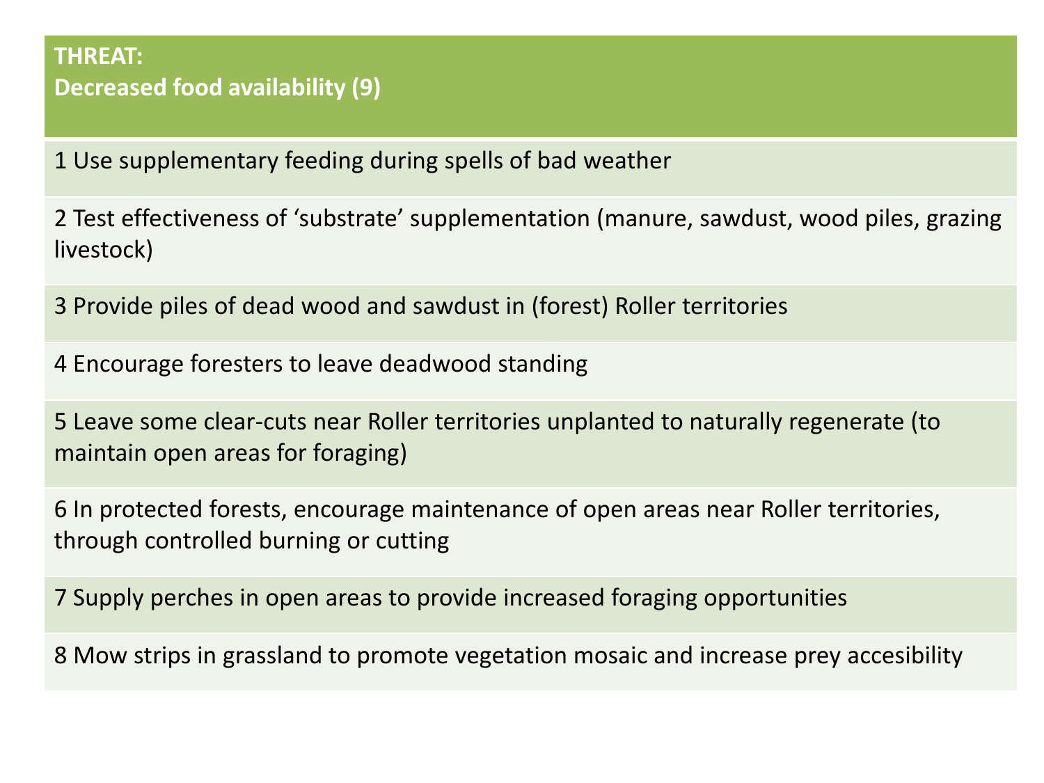| THREAT: <br> **Decreased food availability (9)** |
| --- |
| 1 Use supplementary feeding during spells of bad weather |
| 2 Test effectiveness of 'substrate' supplementation (manure, sawdust, wood piles, grazing livestock) |
| 3 Provide piles of dead wood and sawdust in (forest) Roller territories |
| 4 Encourage foresters to leave deadwood standing |
| 5 Leave some clear-cuts near Roller territories unplanted to naturally regenerate (to maintain open areas for foraging) |
| 6 In protected forests, encourage maintenance of open areas near Roller territories, through controlled burning or cutting |
| 7 Supply perches in open areas to provide increased foraging opportunities |
| 8 Mow strips in grassland to promote vegetation mosaic and increase prey accesibility |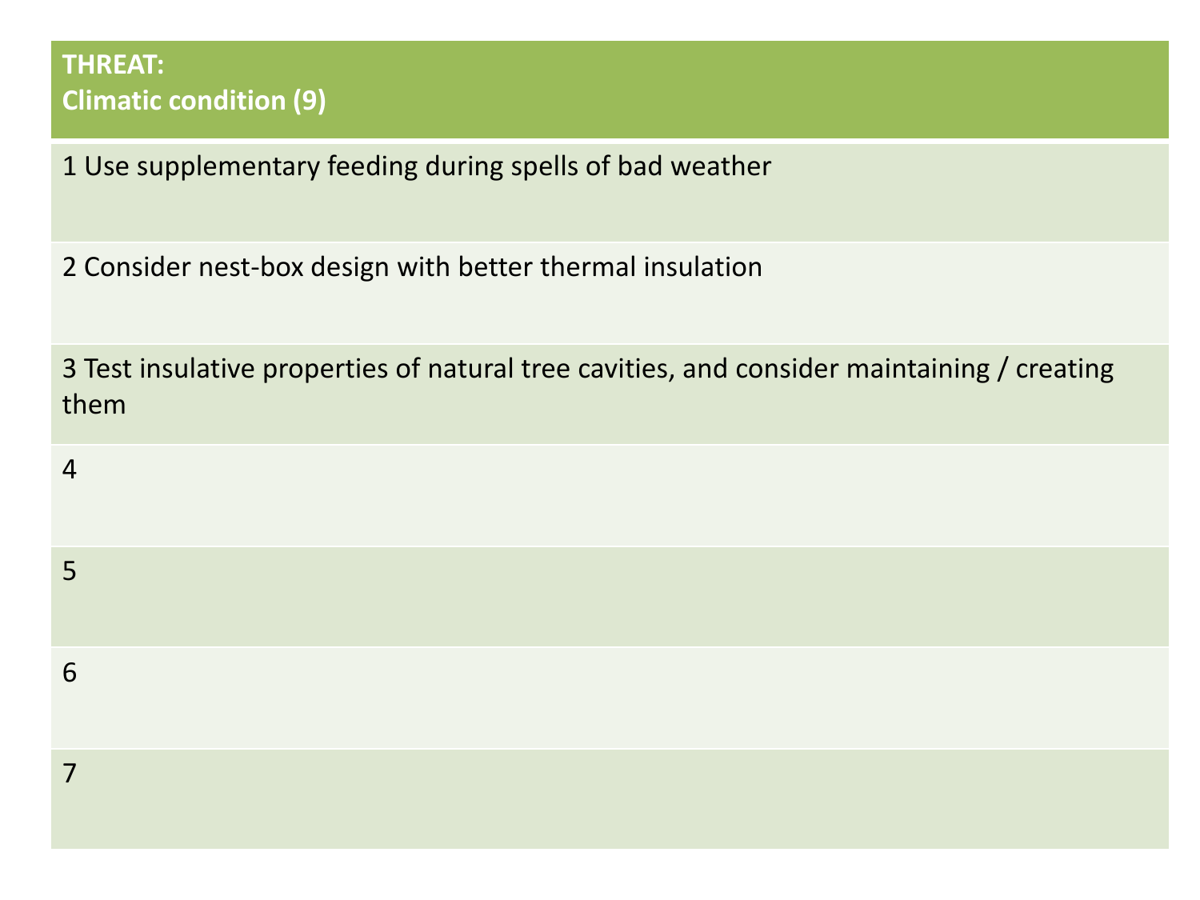| THREAT:<br>Climatic condition (9) |
|---|
| 1 Use supplementary feeding during spells of bad weather |
| 2 Consider nest-box design with better thermal insulation |
| 3 Test insulative properties of natural tree cavities, and consider maintaining / creating them |
| 4 |
| 5 |
| 6 |
| 7 |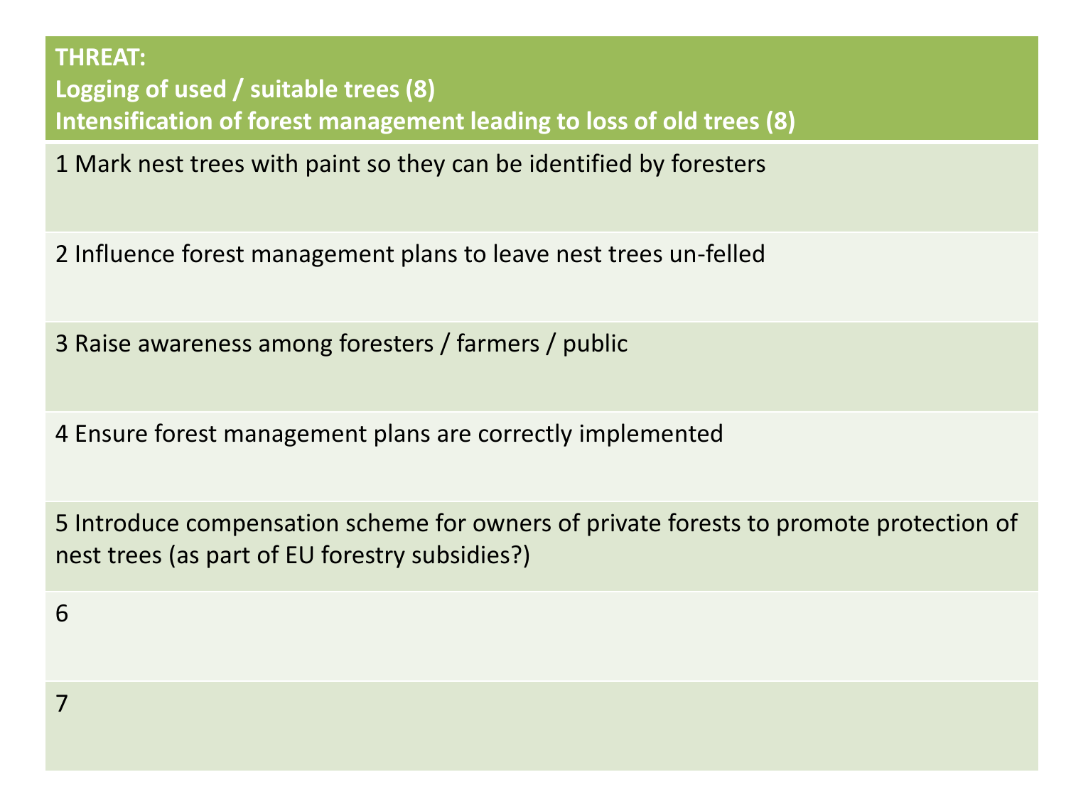| **THREAT:**<br>**Logging of used / suitable trees (8)**<br>**Intensification of forest management leading to loss of old trees (8)** |
| --- |
| 1 Mark nest trees with paint so they can be identified by foresters |
| 2 Influence forest management plans to leave nest trees un-felled |
| 3 Raise awareness among foresters / farmers / public |
| 4 Ensure forest management plans are correctly implemented |
| 5 Introduce compensation scheme for owners of private forests to promote protection of nest trees (as part of EU forestry subsidies?) |
| 6 |
| 7 |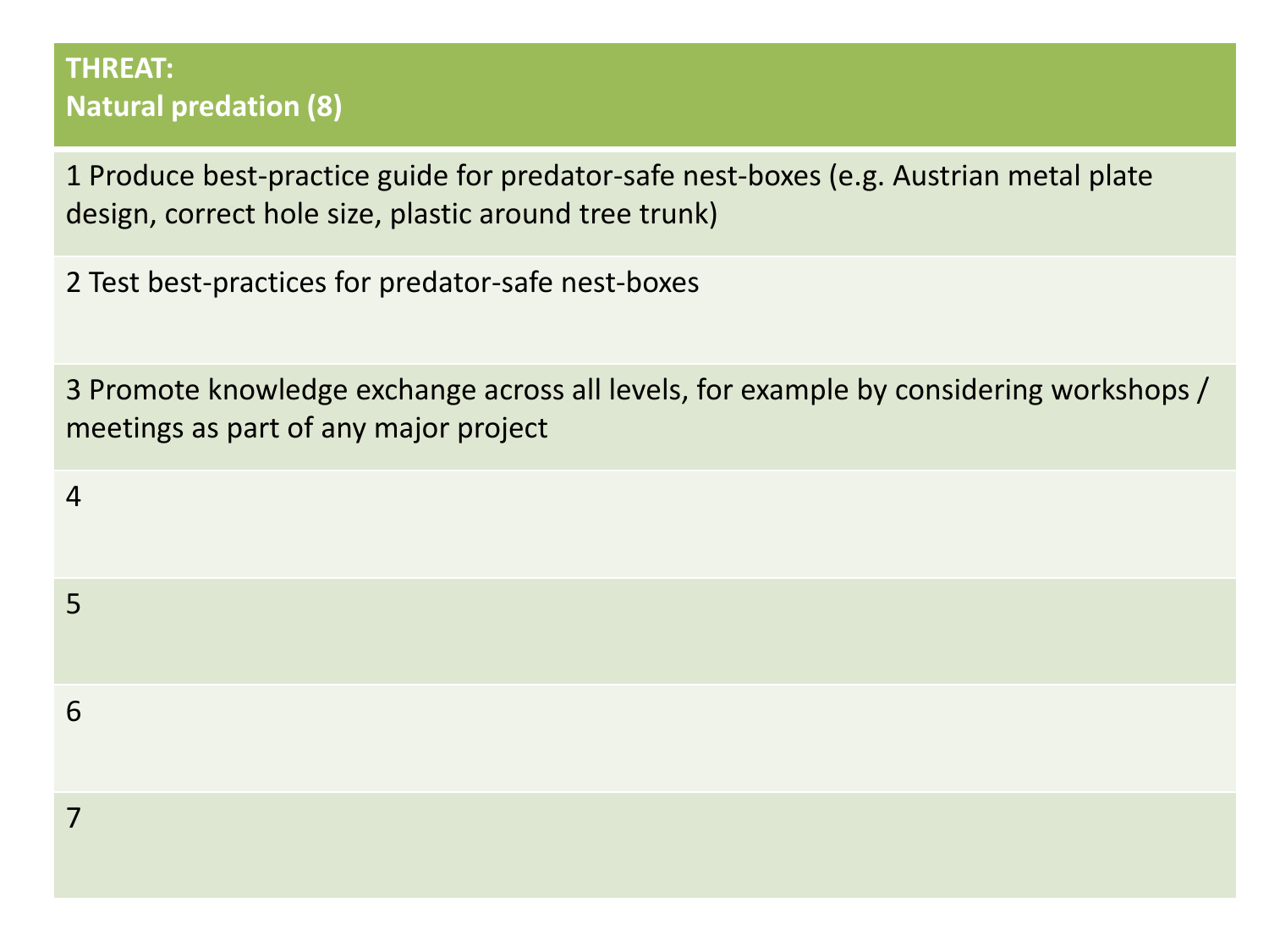| THREAT: Natural predation (8) |
| --- |
| 1 Produce best-practice guide for predator-safe nest-boxes (e.g. Austrian metal plate design, correct hole size, plastic around tree trunk) |
| 2 Test best-practices for predator-safe nest-boxes |
| 3 Promote knowledge exchange across all levels, for example by considering workshops / meetings as part of any major project |
| 4 |
| 5 |
| 6 |
| 7 |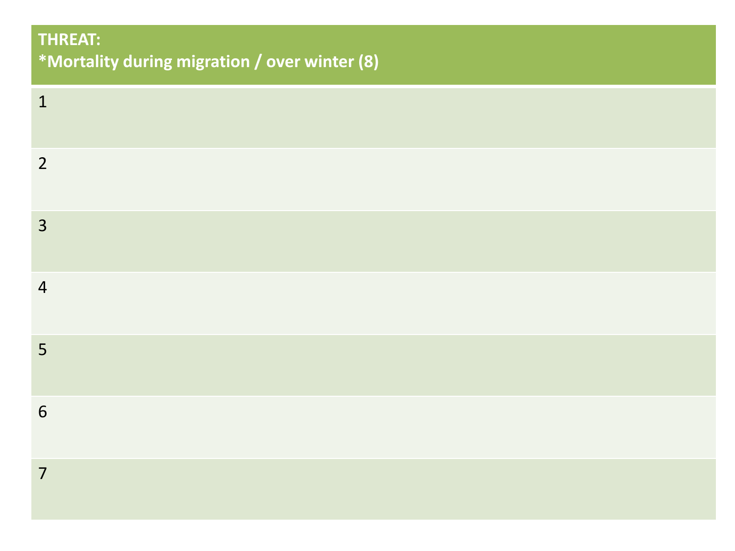| THREAT: *Mortality during migration / over winter (8) |
| --- |
| 1 |
| 2 |
| 3 |
| 4 |
| 5 |
| 6 |
| 7 |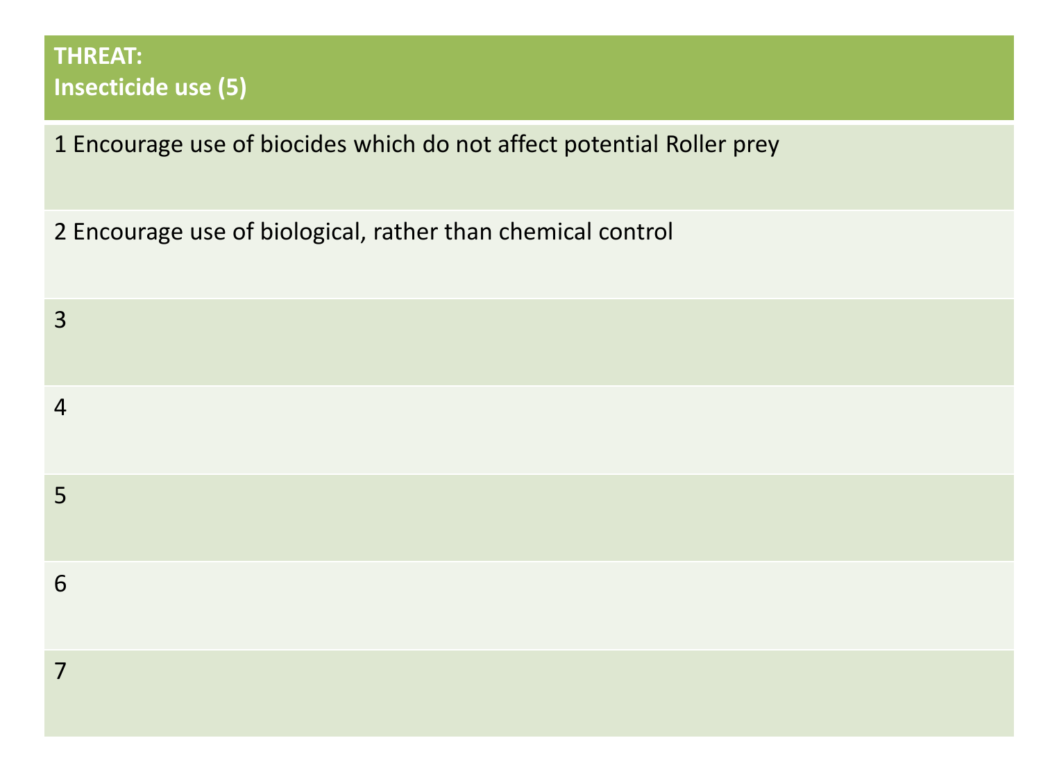| THREAT: Insecticide use (5) |
| --- |
| 1 Encourage use of biocides which do not affect potential Roller prey |
| 2 Encourage use of biological, rather than chemical control |
| 3 |
| 4 |
| 5 |
| 6 |
| 7 |